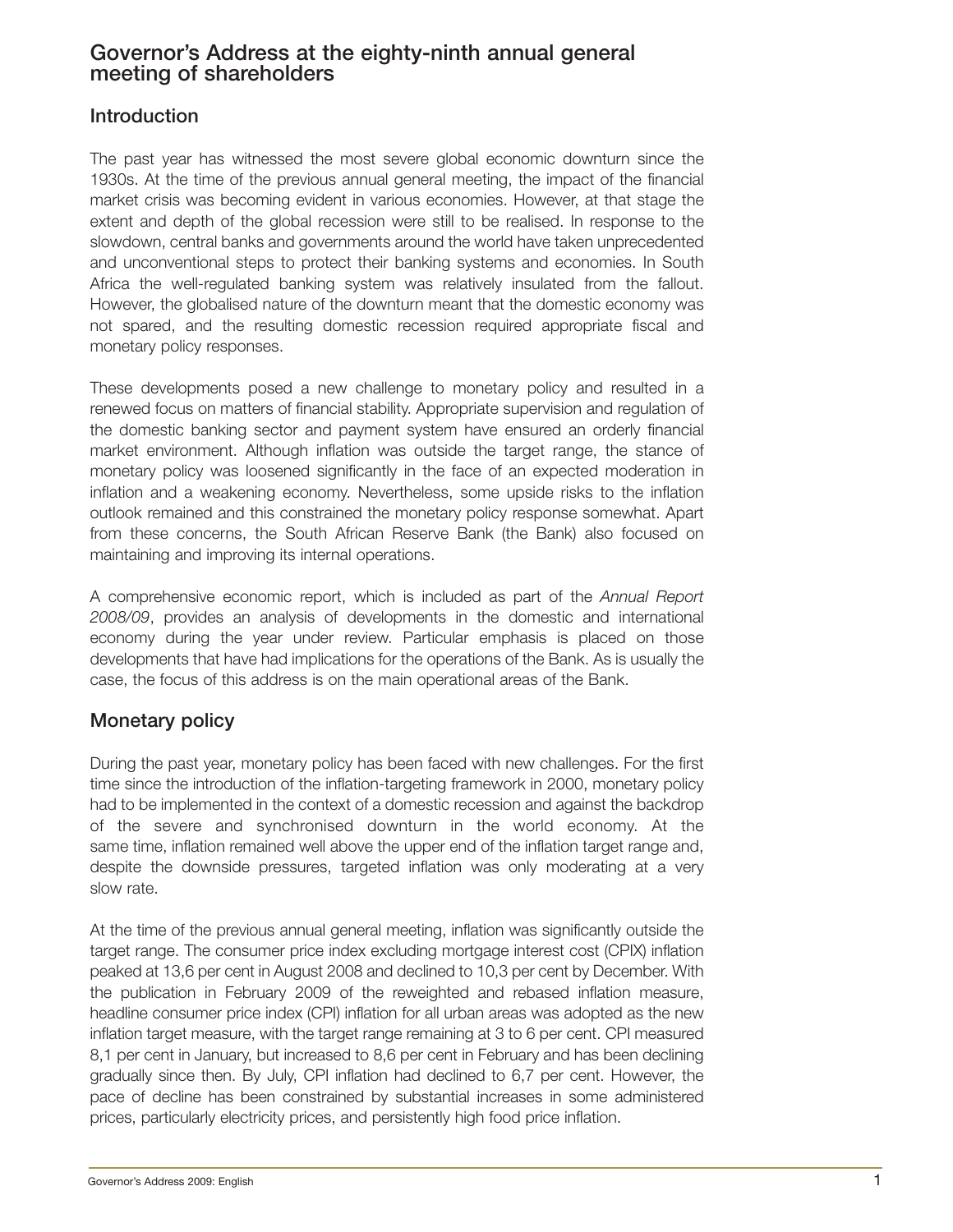# Governor's Address at the eighty-ninth annual general meeting of shareholders

## Introduction

The past year has witnessed the most severe global economic downturn since the 1930s. At the time of the previous annual general meeting, the impact of the financial market crisis was becoming evident in various economies. However, at that stage the extent and depth of the global recession were still to be realised. In response to the slowdown, central banks and governments around the world have taken unprecedented and unconventional steps to protect their banking systems and economies. In South Africa the well-regulated banking system was relatively insulated from the fallout. However, the globalised nature of the downturn meant that the domestic economy was not spared, and the resulting domestic recession required appropriate fiscal and monetary policy responses.

These developments posed a new challenge to monetary policy and resulted in a renewed focus on matters of financial stability. Appropriate supervision and regulation of the domestic banking sector and payment system have ensured an orderly financial market environment. Although inflation was outside the target range, the stance of monetary policy was loosened significantly in the face of an expected moderation in inflation and a weakening economy. Nevertheless, some upside risks to the inflation outlook remained and this constrained the monetary policy response somewhat. Apart from these concerns, the South African Reserve Bank (the Bank) also focused on maintaining and improving its internal operations.

A comprehensive economic report, which is included as part of the *Annual Report 2008/09*, provides an analysis of developments in the domestic and international economy during the year under review. Particular emphasis is placed on those developments that have had implications for the operations of the Bank. As is usually the case, the focus of this address is on the main operational areas of the Bank.

## Monetary policy

During the past year, monetary policy has been faced with new challenges. For the first time since the introduction of the inflation-targeting framework in 2000, monetary policy had to be implemented in the context of a domestic recession and against the backdrop of the severe and synchronised downturn in the world economy. At the same time, inflation remained well above the upper end of the inflation target range and, despite the downside pressures, targeted inflation was only moderating at a very slow rate.

At the time of the previous annual general meeting, inflation was significantly outside the target range. The consumer price index excluding mortgage interest cost (CPIX) inflation peaked at 13,6 per cent in August 2008 and declined to 10,3 per cent by December. With the publication in February 2009 of the reweighted and rebased inflation measure, headline consumer price index (CPI) inflation for all urban areas was adopted as the new inflation target measure, with the target range remaining at 3 to 6 per cent. CPI measured 8,1 per cent in January, but increased to 8,6 per cent in February and has been declining gradually since then. By July, CPI inflation had declined to 6,7 per cent. However, the pace of decline has been constrained by substantial increases in some administered prices, particularly electricity prices, and persistently high food price inflation.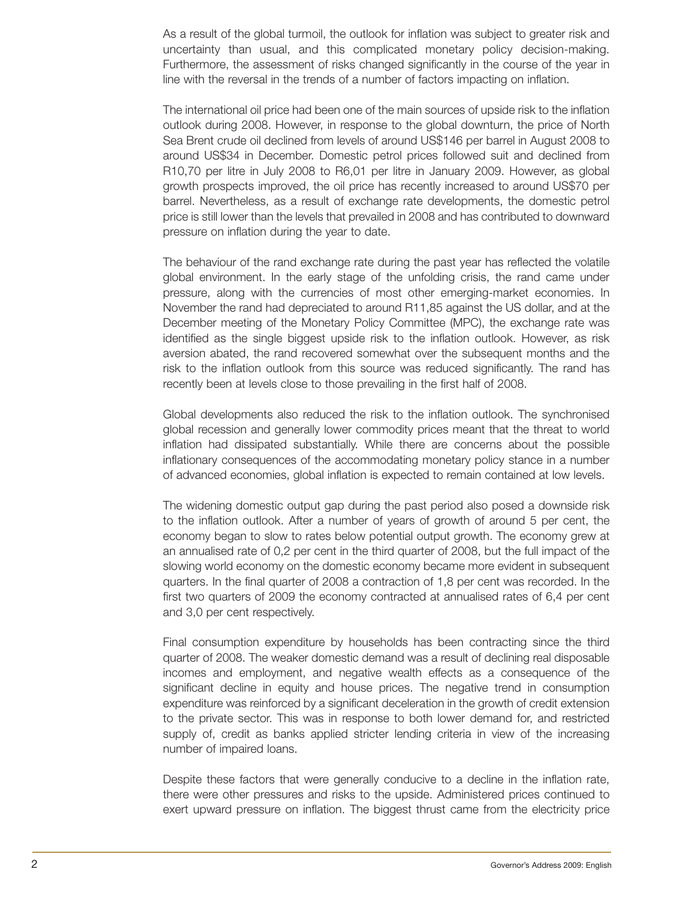As a result of the global turmoil, the outlook for inflation was subject to greater risk and uncertainty than usual, and this complicated monetary policy decision-making. Furthermore, the assessment of risks changed significantly in the course of the year in line with the reversal in the trends of a number of factors impacting on inflation.

The international oil price had been one of the main sources of upside risk to the inflation outlook during 2008. However, in response to the global downturn, the price of North Sea Brent crude oil declined from levels of around US$146 per barrel in August 2008 to around US$34 in December. Domestic petrol prices followed suit and declined from R10,70 per litre in July 2008 to R6,01 per litre in January 2009. However, as global growth prospects improved, the oil price has recently increased to around US$70 per barrel. Nevertheless, as a result of exchange rate developments, the domestic petrol price is still lower than the levels that prevailed in 2008 and has contributed to downward pressure on inflation during the year to date.

The behaviour of the rand exchange rate during the past year has reflected the volatile global environment. In the early stage of the unfolding crisis, the rand came under pressure, along with the currencies of most other emerging-market economies. In November the rand had depreciated to around R11,85 against the US dollar, and at the December meeting of the Monetary Policy Committee (MPC), the exchange rate was identified as the single biggest upside risk to the inflation outlook. However, as risk aversion abated, the rand recovered somewhat over the subsequent months and the risk to the inflation outlook from this source was reduced significantly. The rand has recently been at levels close to those prevailing in the first half of 2008.

Global developments also reduced the risk to the inflation outlook. The synchronised global recession and generally lower commodity prices meant that the threat to world inflation had dissipated substantially. While there are concerns about the possible inflationary consequences of the accommodating monetary policy stance in a number of advanced economies, global inflation is expected to remain contained at low levels.

The widening domestic output gap during the past period also posed a downside risk to the inflation outlook. After a number of years of growth of around 5 per cent, the economy began to slow to rates below potential output growth. The economy grew at an annualised rate of 0,2 per cent in the third quarter of 2008, but the full impact of the slowing world economy on the domestic economy became more evident in subsequent quarters. In the final quarter of 2008 a contraction of 1,8 per cent was recorded. In the first two quarters of 2009 the economy contracted at annualised rates of 6,4 per cent and 3,0 per cent respectively.

Final consumption expenditure by households has been contracting since the third quarter of 2008. The weaker domestic demand was a result of declining real disposable incomes and employment, and negative wealth effects as a consequence of the significant decline in equity and house prices. The negative trend in consumption expenditure was reinforced by a significant deceleration in the growth of credit extension to the private sector. This was in response to both lower demand for, and restricted supply of, credit as banks applied stricter lending criteria in view of the increasing number of impaired loans.

Despite these factors that were generally conducive to a decline in the inflation rate, there were other pressures and risks to the upside. Administered prices continued to exert upward pressure on inflation. The biggest thrust came from the electricity price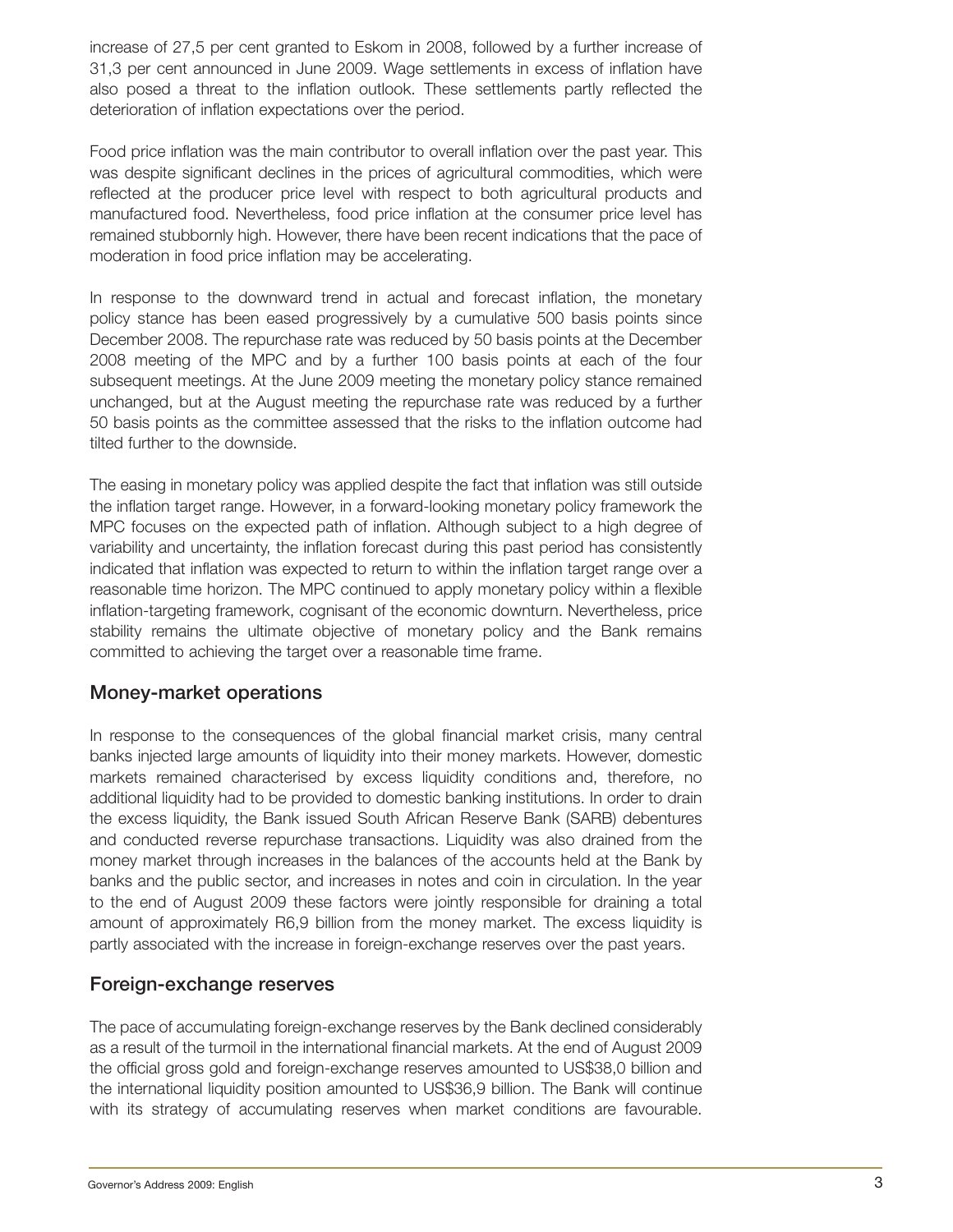increase of 27,5 per cent granted to Eskom in 2008, followed by a further increase of 31,3 per cent announced in June 2009. Wage settlements in excess of inflation have also posed a threat to the inflation outlook. These settlements partly reflected the deterioration of inflation expectations over the period.

Food price inflation was the main contributor to overall inflation over the past year. This was despite significant declines in the prices of agricultural commodities, which were reflected at the producer price level with respect to both agricultural products and manufactured food. Nevertheless, food price inflation at the consumer price level has remained stubbornly high. However, there have been recent indications that the pace of moderation in food price inflation may be accelerating.

In response to the downward trend in actual and forecast inflation, the monetary policy stance has been eased progressively by a cumulative 500 basis points since December 2008. The repurchase rate was reduced by 50 basis points at the December 2008 meeting of the MPC and by a further 100 basis points at each of the four subsequent meetings. At the June 2009 meeting the monetary policy stance remained unchanged, but at the August meeting the repurchase rate was reduced by a further 50 basis points as the committee assessed that the risks to the inflation outcome had tilted further to the downside.

The easing in monetary policy was applied despite the fact that inflation was still outside the inflation target range. However, in a forward-looking monetary policy framework the MPC focuses on the expected path of inflation. Although subject to a high degree of variability and uncertainty, the inflation forecast during this past period has consistently indicated that inflation was expected to return to within the inflation target range over a reasonable time horizon. The MPC continued to apply monetary policy within a flexible inflation-targeting framework, cognisant of the economic downturn. Nevertheless, price stability remains the ultimate objective of monetary policy and the Bank remains committed to achieving the target over a reasonable time frame.

## Money-market operations

In response to the consequences of the global financial market crisis, many central banks injected large amounts of liquidity into their money markets. However, domestic markets remained characterised by excess liquidity conditions and, therefore, no additional liquidity had to be provided to domestic banking institutions. In order to drain the excess liquidity, the Bank issued South African Reserve Bank (SARB) debentures and conducted reverse repurchase transactions. Liquidity was also drained from the money market through increases in the balances of the accounts held at the Bank by banks and the public sector, and increases in notes and coin in circulation. In the year to the end of August 2009 these factors were jointly responsible for draining a total amount of approximately R6,9 billion from the money market. The excess liquidity is partly associated with the increase in foreign-exchange reserves over the past years.

## Foreign-exchange reserves

The pace of accumulating foreign-exchange reserves by the Bank declined considerably as a result of the turmoil in the international financial markets. At the end of August 2009 the official gross gold and foreign-exchange reserves amounted to US$38,0 billion and the international liquidity position amounted to US$36,9 billion. The Bank will continue with its strategy of accumulating reserves when market conditions are favourable.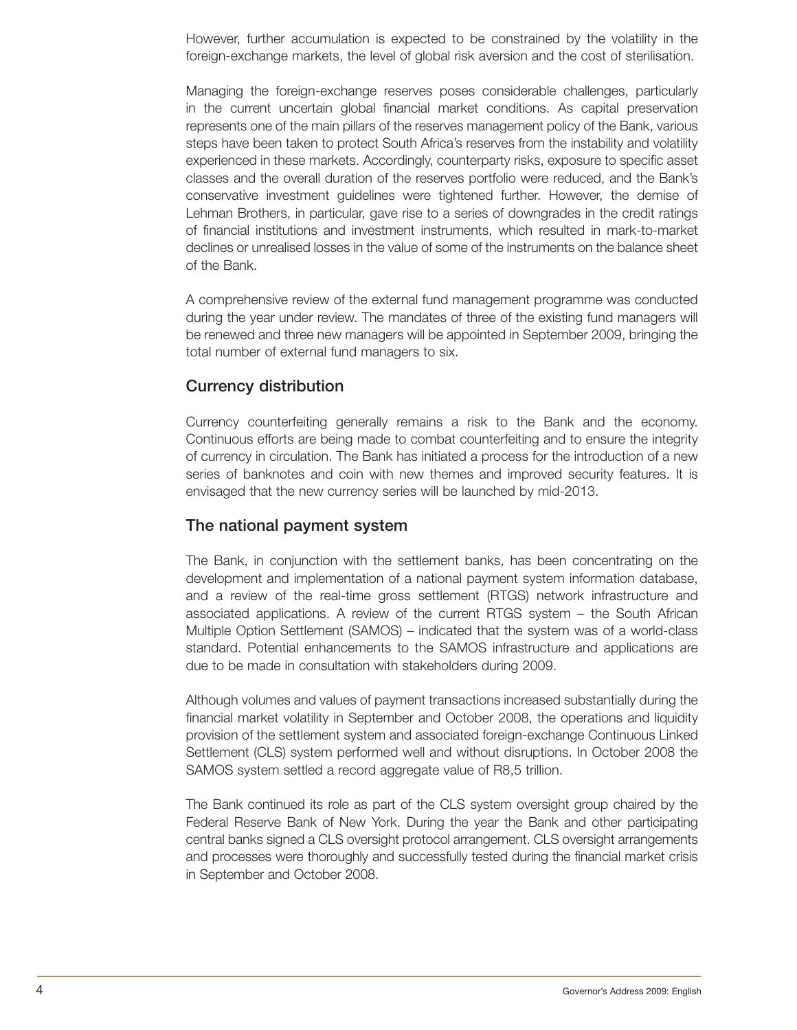However, further accumulation is expected to be constrained by the volatility in the foreign-exchange markets, the level of global risk aversion and the cost of sterilisation.

Managing the foreign-exchange reserves poses considerable challenges, particularly in the current uncertain global financial market conditions. As capital preservation represents one of the main pillars of the reserves management policy of the Bank, various steps have been taken to protect South Africa's reserves from the instability and volatility experienced in these markets. Accordingly, counterparty risks, exposure to specific asset classes and the overall duration of the reserves portfolio were reduced, and the Bank's conservative investment guidelines were tightened further. However, the demise of Lehman Brothers, in particular, gave rise to a series of downgrades in the credit ratings of financial institutions and investment instruments, which resulted in mark-to-market declines or unrealised losses in the value of some of the instruments on the balance sheet of the Bank.

A comprehensive review of the external fund management programme was conducted during the year under review. The mandates of three of the existing fund managers will be renewed and three new managers will be appointed in September 2009, bringing the total number of external fund managers to six.

## Currency distribution

Currency counterfeiting generally remains a risk to the Bank and the economy. Continuous efforts are being made to combat counterfeiting and to ensure the integrity of currency in circulation. The Bank has initiated a process for the introduction of a new series of banknotes and coin with new themes and improved security features. It is envisaged that the new currency series will be launched by mid-2013.

## The national payment system

The Bank, in conjunction with the settlement banks, has been concentrating on the development and implementation of a national payment system information database, and a review of the real-time gross settlement (RTGS) network infrastructure and associated applications. A review of the current RTGS system – the South African Multiple Option Settlement (SAMOS) – indicated that the system was of a world-class standard. Potential enhancements to the SAMOS infrastructure and applications are due to be made in consultation with stakeholders during 2009.

Although volumes and values of payment transactions increased substantially during the financial market volatility in September and October 2008, the operations and liquidity provision of the settlement system and associated foreign-exchange Continuous Linked Settlement (CLS) system performed well and without disruptions. In October 2008 the SAMOS system settled a record aggregate value of R8,5 trillion.

The Bank continued its role as part of the CLS system oversight group chaired by the Federal Reserve Bank of New York. During the year the Bank and other participating central banks signed a CLS oversight protocol arrangement. CLS oversight arrangements and processes were thoroughly and successfully tested during the financial market crisis in September and October 2008.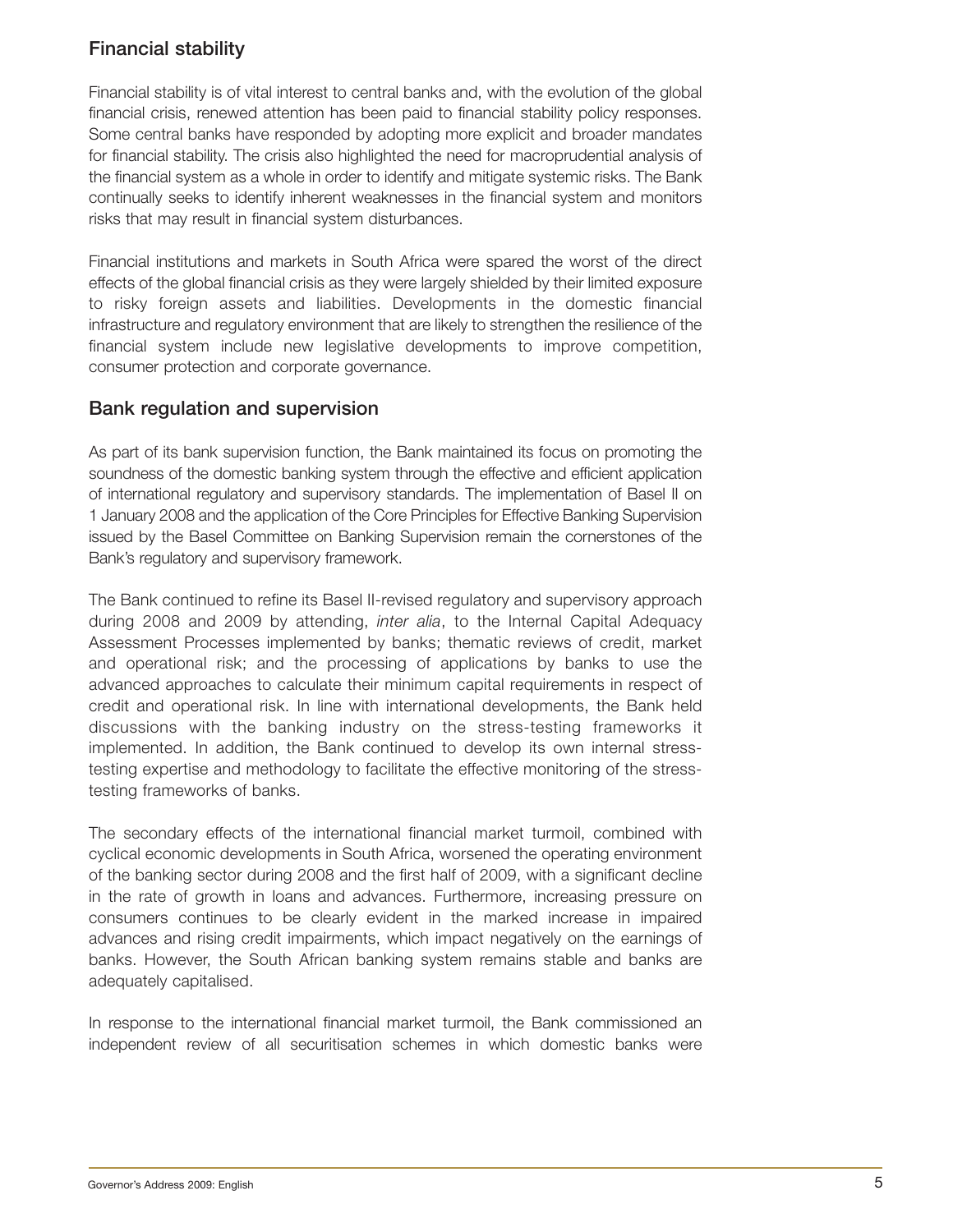## Financial stability

Financial stability is of vital interest to central banks and, with the evolution of the global financial crisis, renewed attention has been paid to financial stability policy responses. Some central banks have responded by adopting more explicit and broader mandates for financial stability. The crisis also highlighted the need for macroprudential analysis of the financial system as a whole in order to identify and mitigate systemic risks. The Bank continually seeks to identify inherent weaknesses in the financial system and monitors risks that may result in financial system disturbances.

Financial institutions and markets in South Africa were spared the worst of the direct effects of the global financial crisis as they were largely shielded by their limited exposure to risky foreign assets and liabilities. Developments in the domestic financial infrastructure and regulatory environment that are likely to strengthen the resilience of the financial system include new legislative developments to improve competition, consumer protection and corporate governance.

## Bank regulation and supervision

As part of its bank supervision function, the Bank maintained its focus on promoting the soundness of the domestic banking system through the effective and efficient application of international regulatory and supervisory standards. The implementation of Basel II on 1 January 2008 and the application of the Core Principles for Effective Banking Supervision issued by the Basel Committee on Banking Supervision remain the cornerstones of the Bank's regulatory and supervisory framework.

The Bank continued to refine its Basel II-revised regulatory and supervisory approach during 2008 and 2009 by attending, *inter alia*, to the Internal Capital Adequacy Assessment Processes implemented by banks; thematic reviews of credit, market and operational risk; and the processing of applications by banks to use the advanced approaches to calculate their minimum capital requirements in respect of credit and operational risk. In line with international developments, the Bank held discussions with the banking industry on the stress-testing frameworks it implemented. In addition, the Bank continued to develop its own internal stress-testing expertise and methodology to facilitate the effective monitoring of the stress-testing frameworks of banks.

The secondary effects of the international financial market turmoil, combined with cyclical economic developments in South Africa, worsened the operating environment of the banking sector during 2008 and the first half of 2009, with a significant decline in the rate of growth in loans and advances. Furthermore, increasing pressure on consumers continues to be clearly evident in the marked increase in impaired advances and rising credit impairments, which impact negatively on the earnings of banks. However, the South African banking system remains stable and banks are adequately capitalised.

In response to the international financial market turmoil, the Bank commissioned an independent review of all securitisation schemes in which domestic banks were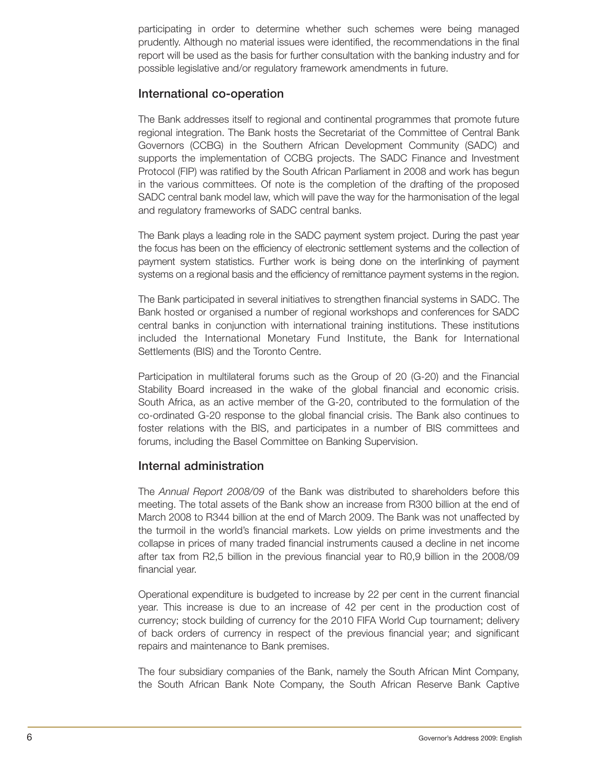participating in order to determine whether such schemes were being managed prudently. Although no material issues were identified, the recommendations in the final report will be used as the basis for further consultation with the banking industry and for possible legislative and/or regulatory framework amendments in future.

## International co-operation

The Bank addresses itself to regional and continental programmes that promote future regional integration. The Bank hosts the Secretariat of the Committee of Central Bank Governors (CCBG) in the Southern African Development Community (SADC) and supports the implementation of CCBG projects. The SADC Finance and Investment Protocol (FIP) was ratified by the South African Parliament in 2008 and work has begun in the various committees. Of note is the completion of the drafting of the proposed SADC central bank model law, which will pave the way for the harmonisation of the legal and regulatory frameworks of SADC central banks.

The Bank plays a leading role in the SADC payment system project. During the past year the focus has been on the efficiency of electronic settlement systems and the collection of payment system statistics. Further work is being done on the interlinking of payment systems on a regional basis and the efficiency of remittance payment systems in the region.

The Bank participated in several initiatives to strengthen financial systems in SADC. The Bank hosted or organised a number of regional workshops and conferences for SADC central banks in conjunction with international training institutions. These institutions included the International Monetary Fund Institute, the Bank for International Settlements (BIS) and the Toronto Centre.

Participation in multilateral forums such as the Group of 20 (G-20) and the Financial Stability Board increased in the wake of the global financial and economic crisis. South Africa, as an active member of the G-20, contributed to the formulation of the co-ordinated G-20 response to the global financial crisis. The Bank also continues to foster relations with the BIS, and participates in a number of BIS committees and forums, including the Basel Committee on Banking Supervision.

## Internal administration

The *Annual Report 2008/09* of the Bank was distributed to shareholders before this meeting. The total assets of the Bank show an increase from R300 billion at the end of March 2008 to R344 billion at the end of March 2009. The Bank was not unaffected by the turmoil in the world's financial markets. Low yields on prime investments and the collapse in prices of many traded financial instruments caused a decline in net income after tax from R2,5 billion in the previous financial year to R0,9 billion in the 2008/09 financial year.

Operational expenditure is budgeted to increase by 22 per cent in the current financial year. This increase is due to an increase of 42 per cent in the production cost of currency; stock building of currency for the 2010 FIFA World Cup tournament; delivery of back orders of currency in respect of the previous financial year; and significant repairs and maintenance to Bank premises.

The four subsidiary companies of the Bank, namely the South African Mint Company, the South African Bank Note Company, the South African Reserve Bank Captive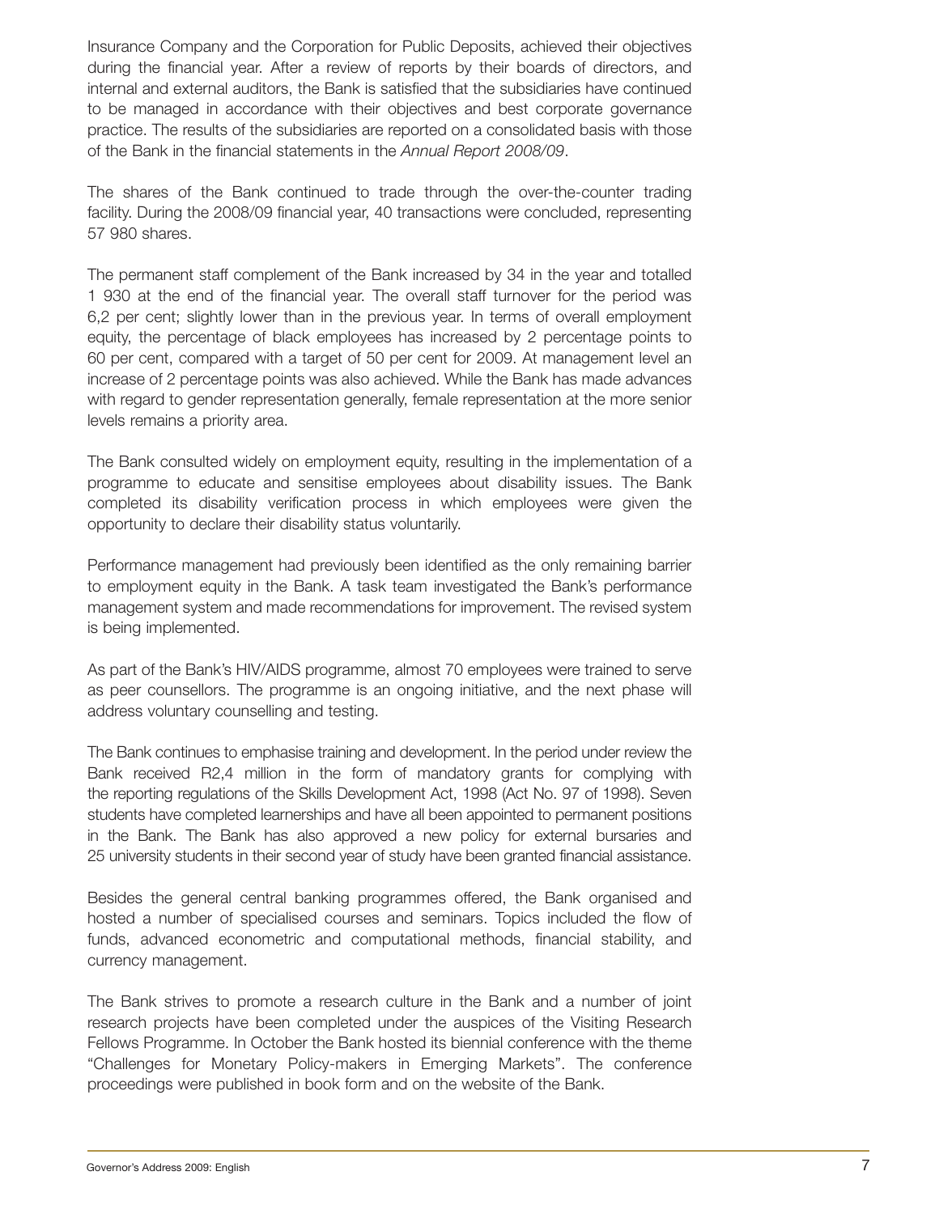Insurance Company and the Corporation for Public Deposits, achieved their objectives during the financial year. After a review of reports by their boards of directors, and internal and external auditors, the Bank is satisfied that the subsidiaries have continued to be managed in accordance with their objectives and best corporate governance practice. The results of the subsidiaries are reported on a consolidated basis with those of the Bank in the financial statements in the *Annual Report 2008/09*.

The shares of the Bank continued to trade through the over-the-counter trading facility. During the 2008/09 financial year, 40 transactions were concluded, representing 57 980 shares.

The permanent staff complement of the Bank increased by 34 in the year and totalled 1 930 at the end of the financial year. The overall staff turnover for the period was 6,2 per cent; slightly lower than in the previous year. In terms of overall employment equity, the percentage of black employees has increased by 2 percentage points to 60 per cent, compared with a target of 50 per cent for 2009. At management level an increase of 2 percentage points was also achieved. While the Bank has made advances with regard to gender representation generally, female representation at the more senior levels remains a priority area.

The Bank consulted widely on employment equity, resulting in the implementation of a programme to educate and sensitise employees about disability issues. The Bank completed its disability verification process in which employees were given the opportunity to declare their disability status voluntarily.

Performance management had previously been identified as the only remaining barrier to employment equity in the Bank. A task team investigated the Bank's performance management system and made recommendations for improvement. The revised system is being implemented.

As part of the Bank's HIV/AIDS programme, almost 70 employees were trained to serve as peer counsellors. The programme is an ongoing initiative, and the next phase will address voluntary counselling and testing.

The Bank continues to emphasise training and development. In the period under review the Bank received R2,4 million in the form of mandatory grants for complying with the reporting regulations of the Skills Development Act, 1998 (Act No. 97 of 1998). Seven students have completed learnerships and have all been appointed to permanent positions in the Bank. The Bank has also approved a new policy for external bursaries and 25 university students in their second year of study have been granted financial assistance.

Besides the general central banking programmes offered, the Bank organised and hosted a number of specialised courses and seminars. Topics included the flow of funds, advanced econometric and computational methods, financial stability, and currency management.

The Bank strives to promote a research culture in the Bank and a number of joint research projects have been completed under the auspices of the Visiting Research Fellows Programme. In October the Bank hosted its biennial conference with the theme "Challenges for Monetary Policy-makers in Emerging Markets". The conference proceedings were published in book form and on the website of the Bank.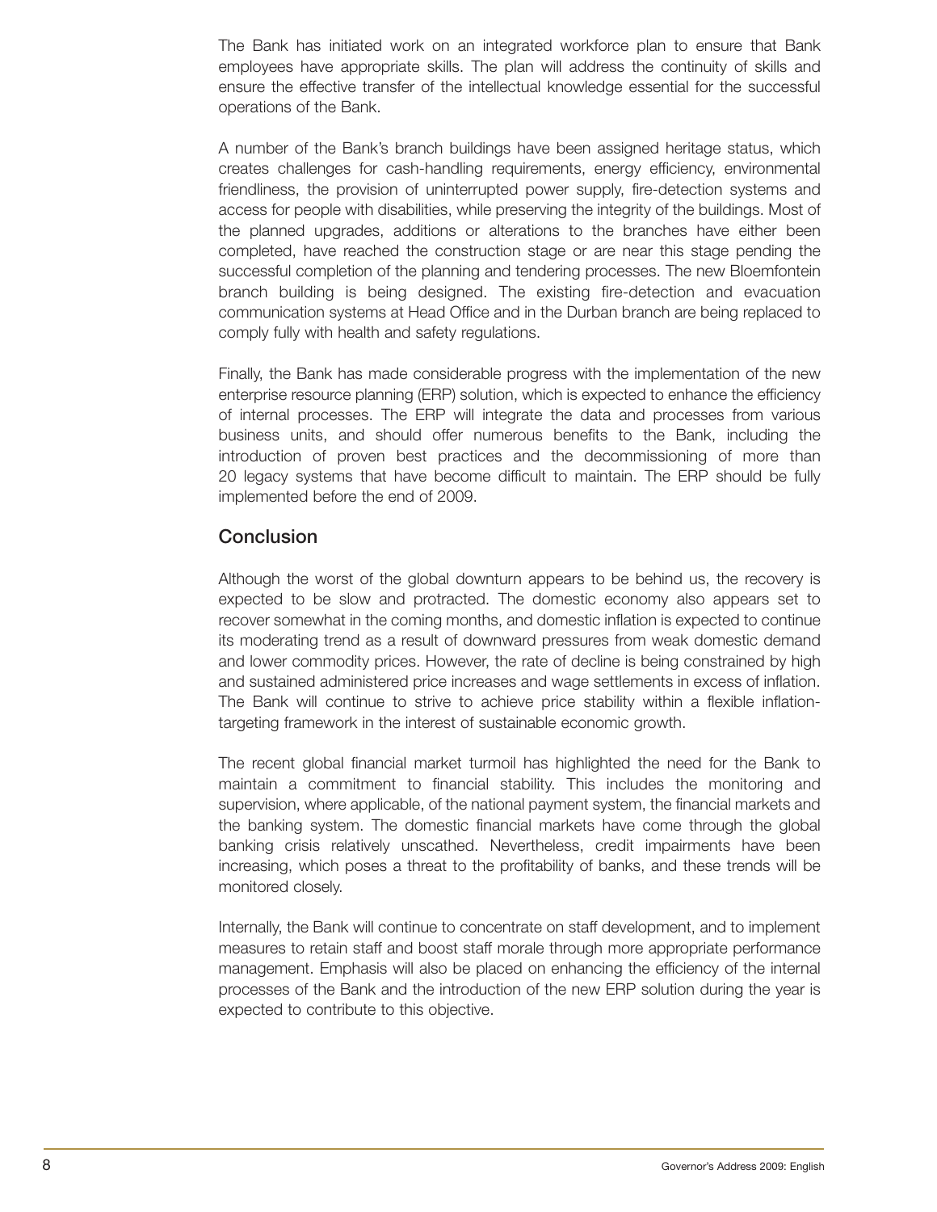The Bank has initiated work on an integrated workforce plan to ensure that Bank employees have appropriate skills. The plan will address the continuity of skills and ensure the effective transfer of the intellectual knowledge essential for the successful operations of the Bank.

A number of the Bank's branch buildings have been assigned heritage status, which creates challenges for cash-handling requirements, energy efficiency, environmental friendliness, the provision of uninterrupted power supply, fire-detection systems and access for people with disabilities, while preserving the integrity of the buildings. Most of the planned upgrades, additions or alterations to the branches have either been completed, have reached the construction stage or are near this stage pending the successful completion of the planning and tendering processes. The new Bloemfontein branch building is being designed. The existing fire-detection and evacuation communication systems at Head Office and in the Durban branch are being replaced to comply fully with health and safety regulations.

Finally, the Bank has made considerable progress with the implementation of the new enterprise resource planning (ERP) solution, which is expected to enhance the efficiency of internal processes. The ERP will integrate the data and processes from various business units, and should offer numerous benefits to the Bank, including the introduction of proven best practices and the decommissioning of more than 20 legacy systems that have become difficult to maintain. The ERP should be fully implemented before the end of 2009.

## Conclusion

Although the worst of the global downturn appears to be behind us, the recovery is expected to be slow and protracted. The domestic economy also appears set to recover somewhat in the coming months, and domestic inflation is expected to continue its moderating trend as a result of downward pressures from weak domestic demand and lower commodity prices. However, the rate of decline is being constrained by high and sustained administered price increases and wage settlements in excess of inflation. The Bank will continue to strive to achieve price stability within a flexible inflation-targeting framework in the interest of sustainable economic growth.

The recent global financial market turmoil has highlighted the need for the Bank to maintain a commitment to financial stability. This includes the monitoring and supervision, where applicable, of the national payment system, the financial markets and the banking system. The domestic financial markets have come through the global banking crisis relatively unscathed. Nevertheless, credit impairments have been increasing, which poses a threat to the profitability of banks, and these trends will be monitored closely.

Internally, the Bank will continue to concentrate on staff development, and to implement measures to retain staff and boost staff morale through more appropriate performance management. Emphasis will also be placed on enhancing the efficiency of the internal processes of the Bank and the introduction of the new ERP solution during the year is expected to contribute to this objective.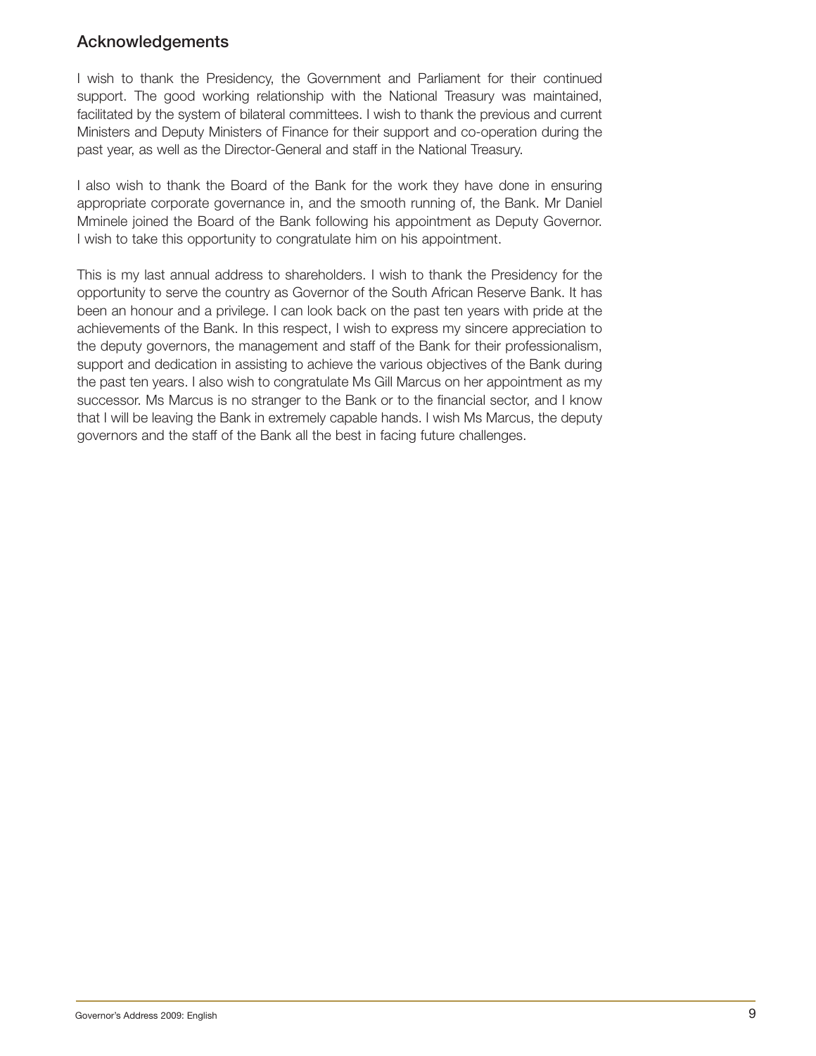## Acknowledgements

I wish to thank the Presidency, the Government and Parliament for their continued support. The good working relationship with the National Treasury was maintained, facilitated by the system of bilateral committees. I wish to thank the previous and current Ministers and Deputy Ministers of Finance for their support and co-operation during the past year, as well as the Director-General and staff in the National Treasury.

I also wish to thank the Board of the Bank for the work they have done in ensuring appropriate corporate governance in, and the smooth running of, the Bank. Mr Daniel Mminele joined the Board of the Bank following his appointment as Deputy Governor. I wish to take this opportunity to congratulate him on his appointment.

This is my last annual address to shareholders. I wish to thank the Presidency for the opportunity to serve the country as Governor of the South African Reserve Bank. It has been an honour and a privilege. I can look back on the past ten years with pride at the achievements of the Bank. In this respect, I wish to express my sincere appreciation to the deputy governors, the management and staff of the Bank for their professionalism, support and dedication in assisting to achieve the various objectives of the Bank during the past ten years. I also wish to congratulate Ms Gill Marcus on her appointment as my successor. Ms Marcus is no stranger to the Bank or to the financial sector, and I know that I will be leaving the Bank in extremely capable hands. I wish Ms Marcus, the deputy governors and the staff of the Bank all the best in facing future challenges.